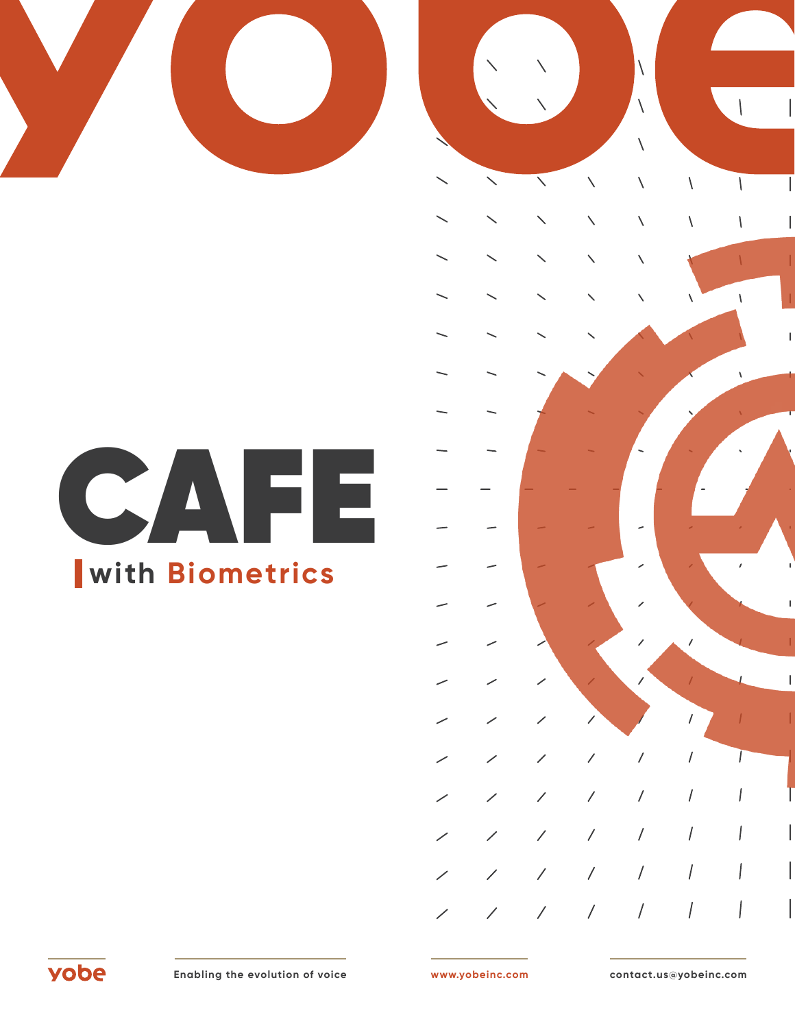# CAFE

## with Biometrics

yobe

Enabling the evolution of voice

www.yobeinc.com

contact.us@yobeinc.com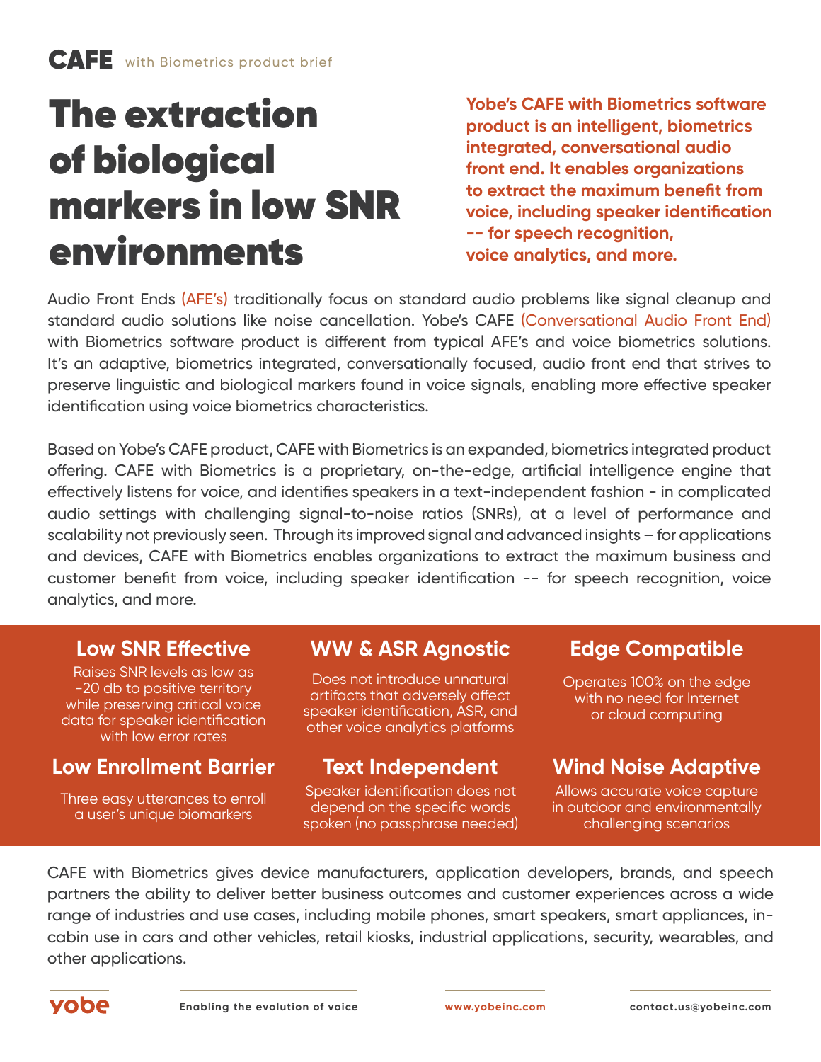**CAFE** with Biometrics product brief

# The extraction of biological markers in low SNR environments

**Yobe's CAFE with Biometrics software product is an intelligent, biometrics integrated, conversational audio front end. It enables organizations to extract the maximum benefit from voice, including speaker identification -- for speech recognition, voice analytics, and more.**

Audio Front Ends (AFE's) traditionally focus on standard audio problems like signal cleanup and standard audio solutions like noise cancellation. Yobe's CAFE (Conversational Audio Front End) with Biometrics software product is different from typical AFE's and voice biometrics solutions. It's an adaptive, biometrics integrated, conversationally focused, audio front end that strives to preserve linguistic and biological markers found in voice signals, enabling more effective speaker identification using voice biometrics characteristics.

Based on Yobe's CAFE product, CAFE with Biometrics is an expanded, biometrics integrated product offering. CAFE with Biometrics is a proprietary, on-the-edge, artificial intelligence engine that effectively listens for voice, and identifies speakers in a text-independent fashion - in complicated audio settings with challenging signal-to-noise ratios (SNRs), at a level of performance and scalability not previously seen. Through its improved signal and advanced insights – for applications and devices, CAFE with Biometrics enables organizations to extract the maximum business and customer benefit from voice, including speaker identification -- for speech recognition, voice analytics, and more.

### Low SNR Effective

Raises SNR levels as low as -20 db to positive territory while preserving critical voice data for speaker identification with low error rates

### WW & ASR Agnostic

Does not introduce unnatural artifacts that adversely affect speaker identification, ASR, and other voice analytics platforms

### Edge Compatible

Operates 100% on the edge with no need for Internet or cloud computing

### Low Enrollment Barrier

Three easy utterances to enroll a user's unique biomarkers

### Text Independent

Speaker identification does not depend on the specific words spoken (no passphrase needed)

### Wind Noise Adaptive

Allows accurate voice capture in outdoor and environmentally challenging scenarios

CAFE with Biometrics gives device manufacturers, application developers, brands, and speech partners the ability to deliver better business outcomes and customer experiences across a wide range of industries and use cases, including mobile phones, smart speakers, smart appliances, in-cabin use in cars and other vehicles, retail kiosks, industrial applications, security, wearables, and other applications.

yobe — Enabling the evolution of voice — www.yobeinc.com — contact.us@yobeinc.com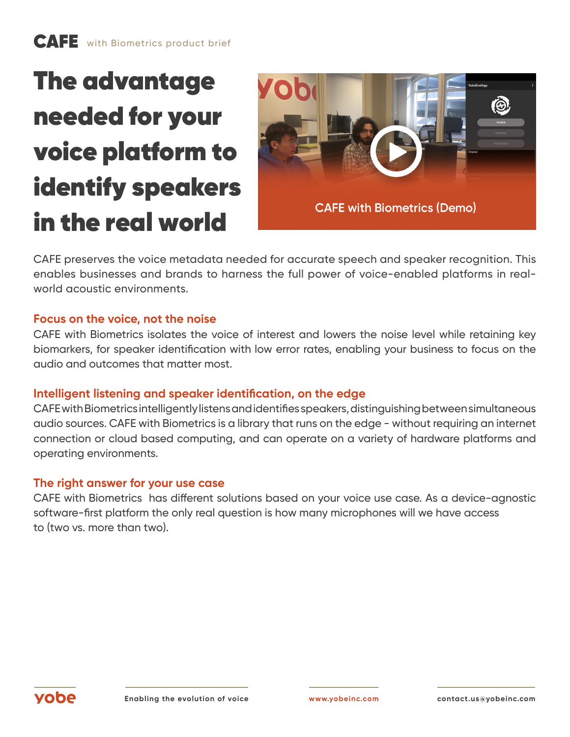**CAFE** with Biometrics product brief

# The advantage needed for your voice platform to identify speakers in the real world

CAFE with Biometrics (Demo)

CAFE preserves the voice metadata needed for accurate speech and speaker recognition. This enables businesses and brands to harness the full power of voice-enabled platforms in real-world acoustic environments.

### Focus on the voice, not the noise

CAFE with Biometrics isolates the voice of interest and lowers the noise level while retaining key biomarkers, for speaker identification with low error rates, enabling your business to focus on the audio and outcomes that matter most.

### Intelligent listening and speaker identification, on the edge

CAFE with Biometrics intelligently listens and identifies speakers, distinguishing between simultaneous audio sources. CAFE with Biometrics is a library that runs on the edge - without requiring an internet connection or cloud based computing, and can operate on a variety of hardware platforms and operating environments.

### The right answer for your use case

CAFE with Biometrics has different solutions based on your voice use case. As a device-agnostic software-first platform the only real question is how many microphones will we have access to (two vs. more than two).

yobe | Enabling the evolution of voice | www.yobeinc.com | contact.us@yobeinc.com